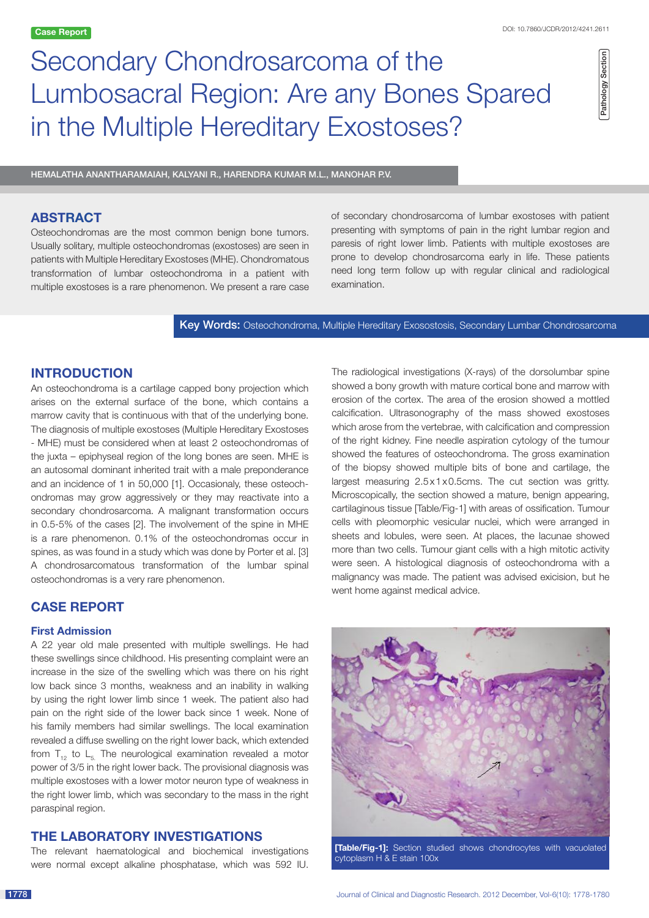Case Report

# Secondary Chondrosarcoma of the Lumbosacral Region: Are any Bones Spared in the Multiple Hereditary Exostoses?

Pathology Section

HEMALATHA ANANTHARAMAIAH, KALYANI R., HARENDRA KUMAR M.L., MANOHAR P.V.

## ABSTRACT

Osteochondromas are the most common benign bone tumors. Usually solitary, multiple osteochondromas (exostoses) are seen in patients with Multiple Hereditary Exostoses (MHE). Chondromatous transformation of lumbar osteochondroma in a patient with multiple exostoses is a rare phenomenon. We present a rare case of secondary chondrosarcoma of lumbar exostoses with patient presenting with symptoms of pain in the right lumbar region and paresis of right lower limb. Patients with multiple exostoses are prone to develop chondrosarcoma early in life. These patients need long term follow up with regular clinical and radiological examination.

**Key Words:** Osteochondroma, Multiple Hereditary Exosostosis, Secondary Lumbar Chondrosarcoma

## INTRODUCTION

An osteochondroma is a cartilage capped bony projection which arises on the external surface of the bone, which contains a marrow cavity that is continuous with that of the underlying bone. The diagnosis of multiple exostoses (Multiple Hereditary Exostoses - MHE) must be considered when at least 2 osteochondromas of the juxta – epiphyseal region of the long bones are seen. MHE is an autosomal dominant inherited trait with a male preponderance and an incidence of 1 in 50,000 [1]. Occasionally, these osteochondromas may grow aggressively or they may reactivate into a secondary chondrosarcoma. A malignant transformation occurs in 0.5-5% of the cases [2]. The involvement of the spine in MHE is a rare phenomenon. 0.1% of the osteochondromas occur in spines, as was found in a study which was done by Porter et al. [3] A chondrosarcomatous transformation of the lumbar spinal osteochondromas is a very rare phenomenon.

## CASE REPORT

### First Admission

A 22 year old male presented with multiple swellings. He had these swellings since childhood. His presenting complaint were an increase in the size of the swelling which was there on his right low back since 3 months, weakness and an inability in walking by using the right lower limb since 1 week. The patient also had pain on the right side of the lower back since 1 week. None of his family members had similar swellings. The local examination revealed a diffuse swelling on the right lower back, which extended from $T_{12}$ to $L_5$. The neurological examination revealed a motor power of 3/5 in the right lower back. The provisional diagnosis was multiple exostoses with a lower motor neuron type of weakness in the right lower limb, which was secondary to the mass in the right paraspinal region.

## THE LABORATORY INVESTIGATIONS

The relevant haematological and biochemical investigations were normal except alkaline phosphatase, which was 592 IU. The radiological investigations (X-rays) of the dorsolumbar spine showed a bony growth with mature cortical bone and marrow with erosion of the cortex. The area of the erosion showed a mottled calcification. Ultrasonography of the mass showed exostoses which arose from the vertebrae, with calcification and compression of the right kidney. Fine needle aspiration cytology of the tumour showed the features of osteochondroma. The gross examination of the biopsy showed multiple bits of bone and cartilage, the largest measuring 2.5x1x0.5cms. The cut section was gritty. Microscopically, the section showed a mature, benign appearing, cartilaginous tissue [Table/Fig-1] with areas of ossification. Tumour cells with pleomorphic vesicular nuclei, which were arranged in sheets and lobules, were seen. At places, the lacunae showed more than two cells. Tumour giant cells with a high mitotic activity were seen. A histological diagnosis of osteochondroma with a malignancy was made. The patient was advised exicision, but he went home against medical advice.

**[Table/Fig-1]:** Section studied shows chondrocytes with vacuolated cytoplasm H & E stain 100x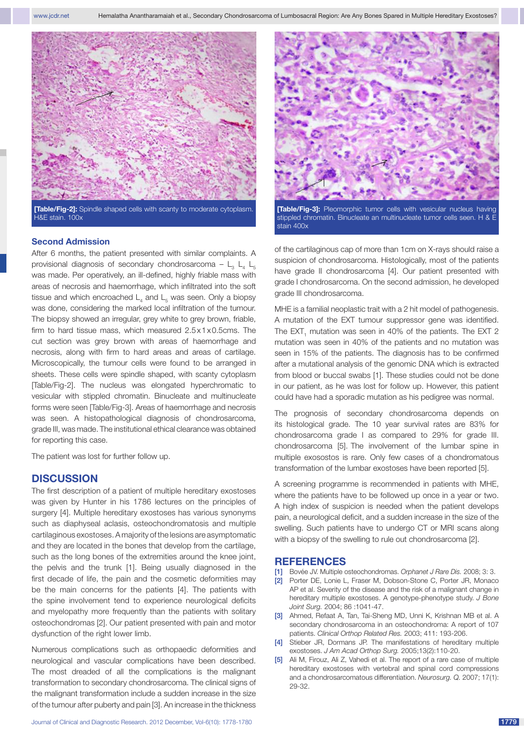[Table/Fig-2]: Spindle shaped cells with scanty to moderate cytoplasm. H&E stain. 100x

[Table/Fig-3]: Pleomorphic tumor cells with vesicular nucleus having stippled chromatin. Binucleate an multinucleate tumor cells seen. H & E stain 400x

### Second Admission

After 6 months, the patient presented with similar complaints. A provisional diagnosis of secondary chondrosarcoma – $L_3$ $L_4$ $L_5$ was made. Per operatively, an ill-defined, highly friable mass with areas of necrosis and haemorrhage, which infiltrated into the soft tissue and which encroached $L_4$ and $L_5$ was seen. Only a biopsy was done, considering the marked local infiltration of the tumour. The biopsy showed an irregular, grey white to grey brown, friable, firm to hard tissue mass, which measured 2.5x1x0.5cms. The cut section was grey brown with areas of haemorrhage and necrosis, along with firm to hard areas and areas of cartilage. Microscopically, the tumour cells were found to be arranged in sheets. These cells were spindle shaped, with scanty cytoplasm [Table/Fig-2]. The nucleus was elongated hyperchromatic to vesicular with stippled chromatin. Binucleate and multinucleate forms were seen [Table/Fig-3]. Areas of haemorrhage and necrosis was seen. A histopathological diagnosis of chondrosarcoma, grade III, was made. The institutional ethical clearance was obtained for reporting this case.

The patient was lost for further follow up.

## DISCUSSION

The first description of a patient of multiple hereditary exostoses was given by Hunter in his 1786 lectures on the principles of surgery [4]. Multiple hereditary exostoses has various synonyms such as diaphyseal aclasis, osteochondromatosis and multiple cartilaginous exostoses. A majority of the lesions are asymptomatic and they are located in the bones that develop from the cartilage, such as the long bones of the extremities around the knee joint, the pelvis and the trunk [1]. Being usually diagnosed in the first decade of life, the pain and the cosmetic deformities may be the main concerns for the patients [4]. The patients with the spine involvement tend to experience neurological deficits and myelopathy more frequently than the patients with solitary osteochondromas [2]. Our patient presented with pain and motor dysfunction of the right lower limb.

Numerous complications such as orthopaedic deformities and neurological and vascular complications have been described. The most dreaded of all the complications is the malignant transformation to secondary chondrosarcoma. The clinical signs of the malignant transformation include a sudden increase in the size of the tumour after puberty and pain [3]. An increase in the thickness of the cartilaginous cap of more than 1cm on X-rays should raise a suspicion of chondrosarcoma. Histologically, most of the patients have grade II chondrosarcoma [4]. Our patient presented with grade I chondrosarcoma. On the second admission, he developed grade III chondrosarcoma.

MHE is a familial neoplastic trait with a 2 hit model of pathogenesis. A mutation of the EXT tumour suppressor gene was identified. The $EXT_1$ mutation was seen in 40% of the patients. The EXT 2 mutation was seen in 40% of the patients and no mutation was seen in 15% of the patients. The diagnosis has to be confirmed after a mutational analysis of the genomic DNA which is extracted from blood or buccal swabs [1]. These studies could not be done in our patient, as he was lost for follow up. However, this patient could have had a sporadic mutation as his pedigree was normal.

The prognosis of secondary chondrosarcoma depends on its histological grade. The 10 year survival rates are 83% for chondrosarcoma grade I as compared to 29% for grade III. chondrosarcoma [5]. The involvement of the lumbar spine in multiple exosostos is rare. Only few cases of a chondromatous transformation of the lumbar exostoses have been reported [5].

A screening programme is recommended in patients with MHE, where the patients have to be followed up once in a year or two. A high index of suspicion is needed when the patient develops pain, a neurological deficit, and a sudden increase in the size of the swelling. Such patients have to undergo CT or MRI scans along with a biopsy of the swelling to rule out chondrosarcoma [2].

## REFERENCES

[1] Bovée JV. Multiple osteochondromas. *Orphanet J Rare Dis.* 2008; 3: 3.

[2] Porter DE, Lonie L, Fraser M, Dobson-Stone C, Porter JR, Monaco AP et al. Severity of the disease and the risk of a malignant change in hereditary multiple exostoses. A genotype-phenotype study. *J Bone Joint Surg.* 2004; 86 :1041-47.

[3] Ahmed, Refaat A, Tan, Tai-Sheng MD, Unni K, Krishnan MB et al. A secondary chondrosarcoma in an osteochondroma: A report of 107 patients. *Clinical Orthop Related Res.* 2003; 411: 193-206.

[4] Stieber JR, Dormans JP. The manifestations of hereditary multiple exostoses. *J Am Acad Orthop Surg.* 2005;13(2):110-20.

[5] Ali M, Firouz, Ali Z, Vahedi et al. The report of a rare case of multiple hereditary exostoses with vertebral and spinal cord compressions and a chondrosarcomatous differentiation. *Neurosurg. Q.* 2007; 17(1): 29-32.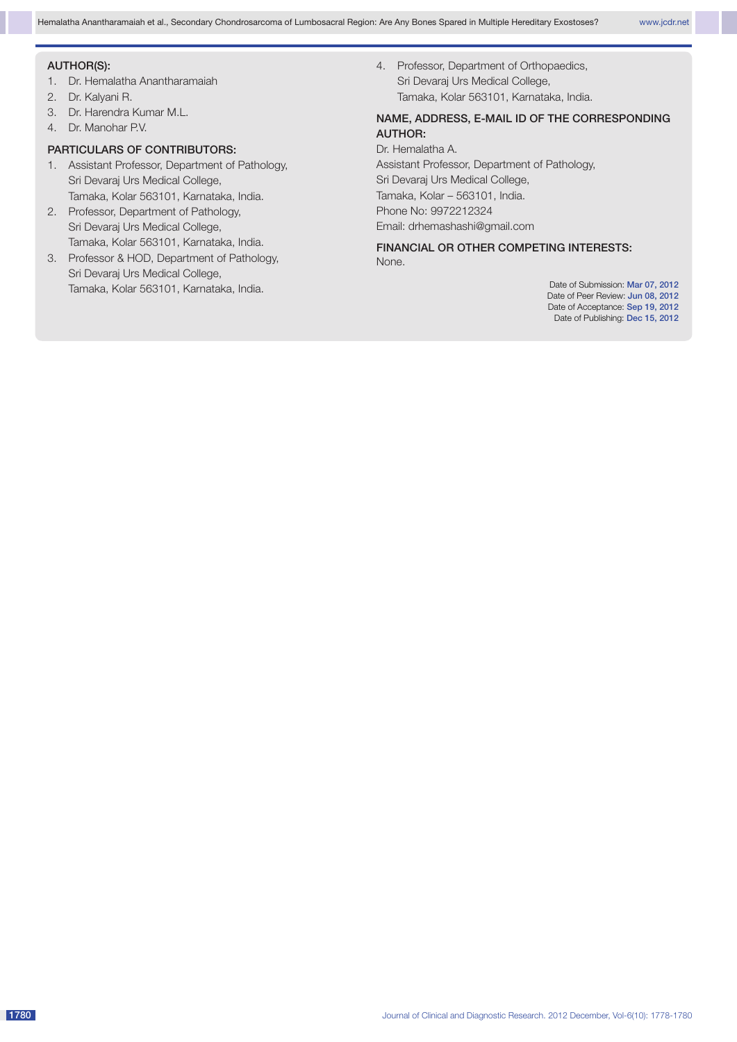## AUTHOR(S):

1. Dr. Hemalatha Anantharamaiah
2. Dr. Kalyani R.
3. Dr. Harendra Kumar M.L.
4. Dr. Manohar P.V.

## PARTICULARS OF CONTRIBUTORS:

1. Assistant Professor, Department of Pathology, Sri Devaraj Urs Medical College, Tamaka, Kolar 563101, Karnataka, India.
2. Professor, Department of Pathology, Sri Devaraj Urs Medical College, Tamaka, Kolar 563101, Karnataka, India.
3. Professor & HOD, Department of Pathology, Sri Devaraj Urs Medical College, Tamaka, Kolar 563101, Karnataka, India.
4. Professor, Department of Orthopaedics, Sri Devaraj Urs Medical College, Tamaka, Kolar 563101, Karnataka, India.

## NAME, ADDRESS, E-MAIL ID OF THE CORRESPONDING AUTHOR:

Dr. Hemalatha A.
Assistant Professor, Department of Pathology,
Sri Devaraj Urs Medical College,
Tamaka, Kolar – 563101, India.
Phone No: 9972212324
Email: drhemashashi@gmail.com

## FINANCIAL OR OTHER COMPETING INTERESTS:

None.

Date of Submission: Mar 07, 2012
Date of Peer Review: Jun 08, 2012
Date of Acceptance: Sep 19, 2012
Date of Publishing: Dec 15, 2012